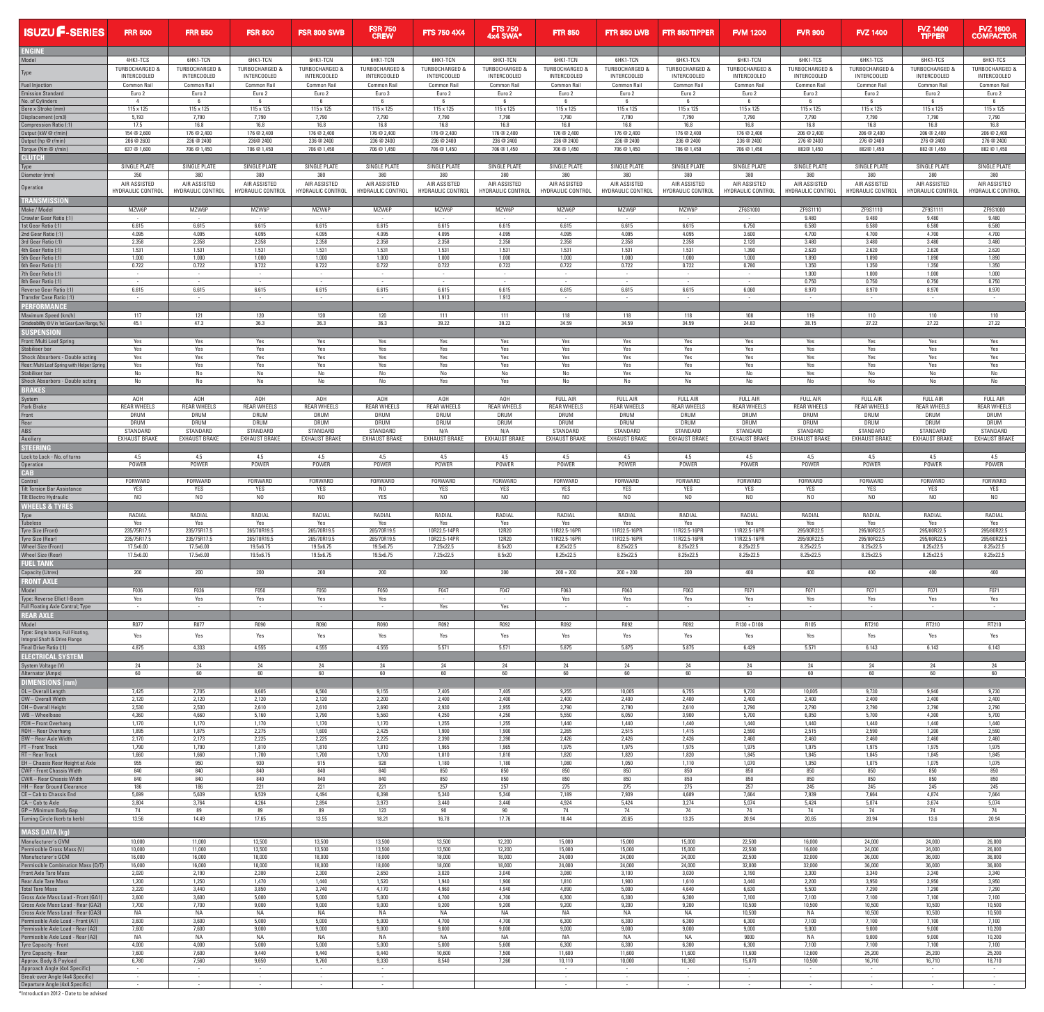| ISUZU F-SERIES | FRR 500 | FRR 550 | FSR 800 | FSR 800 SWB | FSR 750 CREW | FTS 750 4X4 | FTS 750 4x4 SWA* | FTR 850 | FTR 850 LWB | FTR 850 TIPPER | FVM 1200 | FVR 900 | FVZ 1400 | FVZ 1400 TIPPER | FVZ 1600 COMPACTOR |
|---|---|---|---|---|---|---|---|---|---|---|---|---|---|---|---|
| **ENGINE** | | | | | | | | | | | | | | | |
| Model | 4HK1-TCS | 6HK1-TCN | 6HK1-TCN | 6HK1-TCN | 6HK1-TCN | 6HK1-TCN | 6HK1-TCN | 6HK1-TCN | 6HK1-TCN | 6HK1-TCN | 6HK1-TCN | 6HK1-TCS | 6HK1-TCS | 6HK1-TCS | 6HK1-TCS |
| Type | TURBOCHARGED & INTERCOOLED | TURBOCHARGED & INTERCOOLED | TURBOCHARGED & INTERCOOLED | TURBOCHARGED & INTERCOOLED | TURBOCHARGED & INTERCOOLED | TURBOCHARGED & INTERCOOLED | TURBOCHARGED & INTERCOOLED | TURBOCHARGED & INTERCOOLED | TURBOCHARGED & INTERCOOLED | TURBOCHARGED & INTERCOOLED | TURBOCHARGED & INTERCOOLED | TURBOCHARGED & INTERCOOLED | TURBOCHARGED & INTERCOOLED | TURBOCHARGED & INTERCOOLED | TURBOCHARGED & INTERCOOLED |
| Fuel Injection | Common Rail | Common Rail | Common Rail | Common Rail | Common Rail | Common Rail | Common Rail | Common Rail | Common Rail | Common Rail | Common Rail | Common Rail | Common Rail | Common Rail | Common Rail |
| Emission Standard | Euro 2 | Euro 2 | Euro 2 | Euro 2 | Euro 3 | Euro 2 | Euro 2 | Euro 2 | Euro 2 | Euro 2 | Euro 2 | Euro 2 | Euro 2 | Euro 2 | Euro 2 |
| No. of Cylinders | 4 | 6 | 6 | 6 | 6 | 6 | 6 | 6 | 6 | 6 | 6 | 6 | 6 | 6 | 6 |
| Bore x Stroke (mm) | 115 x 125 | 115 x 125 | 115 x 125 | 115 x 125 | 115 x 125 | 115 x 125 | 115 x 125 | 115 x 125 | 115 x 125 | 115 x 125 | 115 x 125 | 115 x 125 | 115 x 125 | 115 x 125 | 115 x 125 |
| Displacement (cm3) | 5,193 | 7,790 | 7,790 | 7,790 | 7,790 | 7,790 | 7,790 | 7,790 | 7,790 | 7,790 | 7,790 | 7,790 | 7,790 | 7,790 | 7,790 |
| Compression Ratio (:1) | 17.5 | 16.8 | 16.8 | 16.8 | 16.8 | 16.8 | 16.8 | 16.8 | 16.8 | 16.8 | 16.8 | 16.8 | 16.8 | 16.8 | 16.8 |
| Output (kW @ r/min) | 154 @ 2,600 | 176 @ 2,400 | 176 @ 2,400 | 176 @ 2,400 | 176 @ 2,400 | 176 @ 2,400 | 176 @ 2,400 | 176 @ 2,400 | 176 @ 2,400 | 176 @ 2,400 | 176 @ 2,400 | 206 @ 2,400 | 206 @ 2,400 | 206 @ 2,400 | 206 @ 2,400 |
| Output (hp @ r/min) | 206 @ 2600 | 236 @ 2400 | 236@ 2400 | 236 @ 2400 | 236 @ 2400 | 236 @ 2400 | 236 @ 2400 | 236 @ 2400 | 236 @ 2400 | 236 @ 2400 | 236 @ 2400 | 276 @ 2400 | 276 @ 2400 | 276 @ 2400 | 276 @ 2400 |
| Torque (Nm @ r/min) | 637 @ 1,600 | 706 @ 1,450 | 706 @ 1,450 | 706 @ 1,450 | 706 @ 1,450 | 706 @ 1,450 | 706 @ 1,450 | 706 @ 1,450 | 706 @ 1,450 | 706 @ 1,450 | 706 @ 1,450 | 882@ 1,450 | 882@ 1,450 | 882 @ 1,450 | 882 @ 1,450 |
| **CLUTCH** | | | | | | | | | | | | | | | |
| Type | SINGLE PLATE | SINGLE PLATE | SINGLE PLATE | SINGLE PLATE | SINGLE PLATE | SINGLE PLATE | SINGLE PLATE | SINGLE PLATE | SINGLE PLATE | SINGLE PLATE | SINGLE PLATE | SINGLE PLATE | SINGLE PLATE | SINGLE PLATE | SINGLE PLATE |
| Diameter (mm) | 350 | 380 | 380 | 380 | 380 | 380 | 380 | 380 | 380 | 380 | 380 | 380 | 380 | 380 | 380 |
| Operation | AIR ASSISTED HYDRAULIC CONTROL | AIR ASSISTED HYDRAULIC CONTROL | AIR ASSISTED HYDRAULIC CONTROL | AIR ASSISTED HYDRAULIC CONTROL | AIR ASSISTED HYDRAULIC CONTROL | AIR ASSISTED HYDRAULIC CONTROL | AIR ASSISTED HYDRAULIC CONTROL | AIR ASSISTED HYDRAULIC CONTROL | AIR ASSISTED HYDRAULIC CONTROL | AIR ASSISTED HYDRAULIC CONTROL | AIR ASSISTED HYDRAULIC CONTROL | AIR ASSISTED HYDRAULIC CONTROL | AIR ASSISTED HYDRAULIC CONTROL | AIR ASSISTED HYDRAULIC CONTROL | AIR ASSISTED HYDRAULIC CONTROL |
| **TRANSMISSION** | | | | | | | | | | | | | | | |
| Make / Model | MZW6P | MZW6P | MZW6P | MZW6P | MZW6P | MZW6P | MZW6P | MZW6P | MZW6P | MZW6P | ZF6S1000 | ZF9S1110 | ZF9S1110 | ZF9S1111 | ZF9S1000 |
| Crawler Gear Ratio (:1) | - | - | - | - | - | - | - | - | - | - | - | 9.480 | 9.480 | 9.480 | 9.480 |
| 1st Gear Ratio (:1) | 6.615 | 6.615 | 6.615 | 6.615 | 6.615 | 6.615 | 6.615 | 6.615 | 6.615 | 6.615 | 6.750 | 6.580 | 6.580 | 6.580 | 6.580 |
| 2nd Gear Ratio (:1) | 4.095 | 4.095 | 4.095 | 4.095 | 4.095 | 4.095 | 4.095 | 4.095 | 4.095 | 4.095 | 3.600 | 4.700 | 4.700 | 4.700 | 4.700 |
| 3rd Gear Ratio (:1) | 2.358 | 2.358 | 2.358 | 2.358 | 2.358 | 2.358 | 2.358 | 2.358 | 2.358 | 2.358 | 2.120 | 3.480 | 3.480 | 3.480 | 3.480 |
| 4th Gear Ratio (:1) | 1.531 | 1.531 | 1.531 | 1.531 | 1.531 | 1.531 | 1.531 | 1.531 | 1.531 | 1.531 | 1.390 | 2.620 | 2.620 | 2.620 | 2.620 |
| 5th Gear Ratio (:1) | 1.000 | 1.000 | 1.000 | 1.000 | 1.000 | 1.000 | 1.000 | 1.000 | 1.000 | 1.000 | 1.000 | 1.890 | 1.890 | 1.890 | 1.890 |
| 6th Gear Ratio (:1) | 0.722 | 0.722 | 0.722 | 0.722 | 0.722 | 0.722 | 0.722 | 0.722 | 0.722 | 0.722 | 0.780 | 1.350 | 1.350 | 1.350 | 1.350 |
| 7th Gear Ratio (:1) | - | - | - | - | - | - | - | - | - | - | - | 1.000 | 1.000 | 1.000 | 1.000 |
| 8th Gear Ratio (:1) | - | - | - | - | - | - | - | - | - | - | - | 0.750 | 0.750 | 0.750 | 0.750 |
| Reverse Gear Ratio (:1) | 6.615 | 6.615 | 6.615 | 6.615 | 6.615 | 6.615 | 6.615 | 6.615 | 6.615 | 6.615 | 6.060 | 8.970 | 8.970 | 8.970 | 8.970 |
| Transfer Case Ratio (:1) | - | - | - | - | - | 1.913 | 1.913 | - | - | - | - | - | - | - | - |
| **PERFORMANCE** | | | | | | | | | | | | | | | |
| Maximum Speed (km/h) | 117 | 121 | 120 | 120 | 120 | 111 | 111 | 118 | 118 | 118 | 108 | 119 | 110 | 110 | 110 |
| Gradeability @ V in 1st Gear (Low Range, %) | 45.1 | 47.3 | 36.3 | 36.3 | 36.3 | 39.22 | 39.22 | 34.59 | 34.59 | 34.59 | 24.83 | 38.15 | 27.22 | 27.22 | 27.22 |
| **SUSPENSION** | | | | | | | | | | | | | | | |
| Front: Multi Leaf Spring | Yes | Yes | Yes | Yes | Yes | Yes | Yes | Yes | Yes | Yes | Yes | Yes | Yes | Yes | Yes |
| Stabiliser bar | Yes | Yes | Yes | Yes | Yes | Yes | Yes | Yes | Yes | Yes | Yes | Yes | Yes | Yes | Yes |
| Shock Absorbers - Double acting | Yes | Yes | Yes | Yes | Yes | Yes | Yes | Yes | Yes | Yes | Yes | Yes | Yes | Yes | Yes |
| Rear: Multi Leaf Spring with Helper Spring | Yes | Yes | Yes | Yes | Yes | Yes | Yes | Yes | Yes | Yes | Yes | Yes | Yes | Yes | Yes |
| Stabiliser bar | No | No | No | No | No | No | No | No | Yes | No | No | Yes | No | No | No |
| Shock Absorbers - Double acting | No | No | No | No | No | Yes | Yes | No | No | No | No | No | No | No | No |
| **BRAKES** | | | | | | | | | | | | | | | |
| System | AOH | AOH | AOH | AOH | AOH | AOH | AOH | FULL AIR | FULL AIR | FULL AIR | FULL AIR | FULL AIR | FULL AIR | FULL AIR | FULL AIR |
| Park Brake | REAR WHEELS | REAR WHEELS | REAR WHEELS | REAR WHEELS | REAR WHEELS | REAR WHEELS | REAR WHEELS | REAR WHEELS | REAR WHEELS | REAR WHEELS | REAR WHEELS | REAR WHEELS | REAR WHEELS | REAR WHEELS | REAR WHEELS |
| Front | DRUM | DRUM | DRUM | DRUM | DRUM | DRUM | DRUM | DRUM | DRUM | DRUM | DRUM | DRUM | DRUM | DRUM | DRUM |
| Rear | DRUM | DRUM | DRUM | DRUM | DRUM | DRUM | DRUM | DRUM | DRUM | DRUM | DRUM | DRUM | DRUM | DRUM | DRUM |
| ABS | STANDARD | STANDARD | STANDARD | STANDARD | STANDARD | N/A | N/A | STANDARD | STANDARD | STANDARD | STANDARD | STANDARD | STANDARD | STANDARD | STANDARD |
| Auxiliary | EXHAUST BRAKE | EXHAUST BRAKE | EXHAUST BRAKE | EXHAUST BRAKE | EXHAUST BRAKE | EXHAUST BRAKE | EXHAUST BRAKE | EXHAUST BRAKE | EXHAUST BRAKE | EXHAUST BRAKE | EXHAUST BRAKE | EXHAUST BRAKE | EXHAUST BRAKE | EXHAUST BRAKE | EXHAUST BRAKE |
| **STEERING** | | | | | | | | | | | | | | | |
| Lock to Lock - No. of turns | 4.5 | 4.5 | 4.5 | 4.5 | 4.5 | 4.5 | 4.5 | 4.5 | 4.5 | 4.5 | 4.5 | 4.5 | 4.5 | 4.5 | 4.5 |
| Operation | POWER | POWER | POWER | POWER | POWER | POWER | POWER | POWER | POWER | POWER | POWER | POWER | POWER | POWER | POWER |
| **CAB** | | | | | | | | | | | | | | | |
| Control | FORWARD | FORWARD | FORWARD | FORWARD | FORWARD | FORWARD | FORWARD | FORWARD | FORWARD | FORWARD | FORWARD | FORWARD | FORWARD | FORWARD | FORWARD |
| Tilt Torsion Bar Assistance | YES | YES | YES | YES | NO | YES | YES | YES | YES | YES | YES | YES | YES | YES | YES |
| Tilt Electro Hydraulic | NO | NO | NO | NO | YES | NO | NO | NO | NO | NO | NO | NO | NO | NO | NO |
| **WHEELS & TYRES** | | | | | | | | | | | | | | | |
| Type | RADIAL | RADIAL | RADIAL | RADIAL | RADIAL | RADIAL | RADIAL | RADIAL | RADIAL | RADIAL | RADIAL | RADIAL | RADIAL | RADIAL | RADIAL |
| Tubeless | Yes | Yes | Yes | Yes | Yes | Yes | Yes | Yes | Yes | Yes | Yes | Yes | Yes | Yes | Yes |
| Tyre Size (Front) | 235/75R17.5 | 235/75R17.5 | 265/70R19.5 | 265/70R19.5 | 265/70R19.5 | 10R22.5-14PR | 12R20 | 11R22.5-16PR | 11R22.5-16PR | 11R22.5-16PR | 11R22.5-16PR | 295/80R22.5 | 295/80R22.5 | 295/80R22.5 | 295/80R22.5 |
| Tyre Size (Rear) | 235/75R17.5 | 235/75R17.5 | 265/70R19.5 | 265/70R19.5 | 265/70R19.5 | 10R22.5-14PR | 12R20 | 11R22.5-16PR | 11R22.5-16PR | 11R22.5-16PR | 11R22.5-16PR | 295/80R22.5 | 295/80R22.5 | 295/80R22.5 | 295/80R22.5 |
| Wheel Size (Front) | 17.5x6.00 | 17.5x6.00 | 19.5x6.75 | 19.5x6.75 | 19.5x6.75 | 7.25x22.5 | 8.5x20 | 8.25x22.5 | 8.25x22.5 | 8.25x22.5 | 8.25x22.5 | 8.25x22.5 | 8.25x22.5 | 8.25x22.5 | 8.25x22.5 |
| Wheel Size (Rear) | 17.5x6.00 | 17.5x6.00 | 19.5x6.75 | 19.5x6.75 | 19.5x6.75 | 7.25x22.5 | 8.5x20 | 8.25x22.5 | 8.25x22.5 | 8.25x22.5 | 8.25x22.5 | 8.25x22.5 | 8.25x22.5 | 8.25x22.5 | 8.25x22.5 |
| **FUEL TANK** | | | | | | | | | | | | | | | |
| Capacity (Litres) | 200 | 200 | 200 | 200 | 200 | 200 | 200 | 200 + 200 | 200 + 200 | 200 | 400 | 400 | 400 | 400 | 400 |
| **FRONT AXLE** | | | | | | | | | | | | | | | |
| Model | F036 | F036 | F050 | F050 | F050 | F047 | F047 | F063 | F063 | F063 | F071 | F071 | F071 | F071 | F071 |
| Type: Reverse Elliot I-Beam | Yes | Yes | Yes | Yes | Yes | - | - | Yes | Yes | Yes | Yes | Yes | Yes | Yes | Yes |
| Full Floating Axle Control; Type | - | - | - | - | - | Yes | Yes | - | - | - | - | - | - | - | - |
| **REAR AXLE** | | | | | | | | | | | | | | | |
| Model | R077 | R077 | R090 | R090 | R090 | R092 | R092 | R092 | R092 | R092 | R130 + D108 | R105 | RT210 | RT210 | RT210 |
| Type: Single banjo, Full Floating, Integral Shaft & Drive Flange | Yes | Yes | Yes | Yes | Yes | Yes | Yes | Yes | Yes | Yes | Yes | Yes | Yes | Yes | Yes |
| Final Drive Ratio (:1) | 4.875 | 4.333 | 4.555 | 4.555 | 4.555 | 5.571 | 5.571 | 5.875 | 5.875 | 5.875 | 6.429 | 5.571 | 6.143 | 6.143 | 6.143 |
| **ELECTRICAL SYSTEM** | | | | | | | | | | | | | | | |
| System Voltage (V) | 24 | 24 | 24 | 24 | 24 | 24 | 24 | 24 | 24 | 24 | 24 | 24 | 24 | 24 | 24 |
| Alternator (Amps) | 60 | 60 | 60 | 60 | 60 | 60 | 60 | 60 | 60 | 60 | 60 | 60 | 60 | 60 | 60 |
| **DIMENSIONS (mm)** | | | | | | | | | | | | | | | |
| OL – Overall Length | 7,425 | 7,705 | 8,605 | 6,560 | 9,155 | 7,405 | 7,405 | 9,255 | 10,005 | 6,755 | 9,730 | 10,005 | 9,730 | 9,940 | 9,730 |
| OW – Overall Width | 2,120 | 2,120 | 2,120 | 2,120 | 2,200 | 2,400 | 2,400 | 2,400 | 2,400 | 2,400 | 2,400 | 2,400 | 2,400 | 2,400 | 2,400 |
| OH – Overall Height | 2,530 | 2,530 | 2,610 | 2,610 | 2,690 | 2,930 | 2,955 | 2,790 | 2,790 | 2,610 | 2,790 | 2,790 | 2,790 | 2,790 | 2,790 |
| WB – Wheelbase | 4,360 | 4,660 | 5,160 | 3,790 | 5,560 | 4,250 | 4,250 | 5,550 | 6,050 | 3,900 | 5,700 | 6,050 | 5,700 | 4,300 | 5,700 |
| FOH – Front Overhang | 1,170 | 1,170 | 1,170 | 1,170 | 1,170 | 1,255 | 1,255 | 1,440 | 1,440 | 1,440 | 1,440 | 1,440 | 1,440 | 1,440 | 1,440 |
| ROH – Rear Overhang | 1,895 | 1,875 | 2,275 | 1,600 | 2,425 | 1,900 | 1,900 | 2,265 | 2,515 | 1,415 | 2,590 | 2,515 | 2,590 | 1,200 | 2,590 |
| BW – Rear Axle Width | 2,170 | 2,173 | 2,225 | 2,225 | 2,225 | 2,390 | 2,390 | 2,426 | 2,426 | 2,426 | 2,460 | 2,460 | 2,460 | 2,460 | 2,460 |
| FT – Front Track | 1,790 | 1,790 | 1,810 | 1,810 | 1,810 | 1,965 | 1,965 | 1,975 | 1,975 | 1,975 | 1,975 | 1,975 | 1,975 | 1,975 | 1,975 |
| RT – Rear Track | 1,660 | 1,660 | 1,700 | 1,700 | 1,700 | 1,810 | 1,810 | 1,820 | 1,820 | 1,820 | 1,845 | 1,845 | 1,845 | 1,845 | 1,845 |
| EH – Chassis Rear Height at Axle | 955 | 950 | 930 | 915 | 928 | 1,180 | 1,180 | 1,080 | 1,050 | 1,110 | 1,070 | 1,050 | 1,075 | 1,075 | 1,075 |
| CWF - Front Chassis Width | 840 | 840 | 840 | 840 | 840 | 850 | 850 | 850 | 850 | 850 | 850 | 850 | 850 | 850 | 850 |
| CWR – Rear Chassis Width | 840 | 840 | 840 | 840 | 840 | 850 | 850 | 850 | 850 | 850 | 850 | 850 | 850 | 850 | 850 |
| HH – Rear Ground Clearance | 186 | 186 | 221 | 221 | 221 | 257 | 257 | 275 | 275 | 275 | 257 | 245 | 245 | 245 | 245 |
| CE – Cab to Chassis End | 5,699 | 5,639 | 6,539 | 4,494 | 6,398 | 5,340 | 5,340 | 7,189 | 7,939 | 4,689 | 7,664 | 7,939 | 7,664 | 4,874 | 7,664 |
| CA – Cab to Axle | 3,804 | 3,764 | 4,264 | 2,894 | 3,973 | 3,440 | 3,440 | 4,924 | 5,424 | 3,274 | 5,074 | 5,424 | 5,074 | 3,674 | 5,074 |
| GP – Minimum Body Gap | 74 | 89 | 89 | 89 | 123 | 90 | 90 | 74 | 74 | 74 | 74 | 74 | 74 | 74 | 74 |
| Turning Circle (kerb to kerb) | 13.56 | 14.49 | 17.65 | 13.55 | 18.21 | 16.78 | 17.76 | 18.44 | 20.65 | 13.35 | 20.94 | 20.65 | 20.94 | 13.6 | 20.94 |
| **MASS DATA (kg)** | | | | | | | | | | | | | | | |
| Manufacturer's GVM | 10,000 | 11,000 | 13,500 | 13,500 | 13,500 | 13,500 | 12,200 | 15,000 | 15,000 | 15,000 | 22,500 | 16,000 | 24,000 | 24,000 | 26,000 |
| Permissible Gross Mass (V) | 10,000 | 11,000 | 13,500 | 13,500 | 13,500 | 13,500 | 12,200 | 15,000 | 15,000 | 15,000 | 22,500 | 16,000 | 24,000 | 24,000 | 26,000 |
| Manufacturer's GCM | 16,000 | 16,000 | 18,000 | 18,000 | 18,000 | 18,000 | 18,000 | 24,000 | 24,000 | 24,000 | 22,500 | 32,000 | 36,000 | 36,000 | 36,000 |
| Permissible Combination Mass (D/T) | 16,000 | 16,000 | 18,000 | 18,000 | 18,000 | 18,000 | 18,000 | 24,000 | 24,000 | 24,000 | 22,500 | 32,000 | 36,000 | 36,000 | 36,000 |
| Front Axle Tare Mass | 2,020 | 2,190 | 2,380 | 2,300 | 2,650 | 3,020 | 3,040 | 3,080 | 3,100 | 3,030 | 3,190 | 3,300 | 3,340 | 3,340 | 3,340 |
| Rear Axle Tare Mass | 1,200 | 1,250 | 1,470 | 1,440 | 1,520 | 1,940 | 1,900 | 1,810 | 1,900 | 1,610 | 3,440 | 2,200 | 3,950 | 3,950 | 3,950 |
| Total Tare Mass | 3,220 | 3,440 | 3,850 | 3,740 | 4,170 | 4,960 | 4,940 | 4,890 | 5,000 | 4,640 | 6,630 | 5,500 | 7,290 | 7,290 | 7,290 |
| Gross Axle Mass Load - Front (GA1) | 3,600 | 3,600 | 5,000 | 5,000 | 5,000 | 4,700 | 4,700 | 6,300 | 6,300 | 6,300 | 7,100 | 7,100 | 7,100 | 7,100 | 7,100 |
| Gross Axle Mass Load - Rear (GA2) | 7,700 | 7,700 | 9,000 | 9,000 | 9,000 | 9,200 | 9,200 | 9,200 | 9,200 | 9,200 | 10,500 | 10,500 | 10,500 | 10,500 | 10,500 |
| Gross Axle Mass Load - Rear (GA3) | NA | NA | NA | NA | NA | NA | NA | NA | NA | NA | 10,500 | NA | 10,500 | 10,500 | 10,500 |
| Permissible Axle Load - Front (A1) | 3,600 | 3,600 | 5,000 | 5,000 | 5,000 | 4,700 | 4,700 | 6,300 | 6,300 | 6,300 | 6,300 | 7,100 | 7,100 | 7,100 | 7,100 |
| Permissible Axle Load - Rear (A2) | 7,600 | 7,600 | 9,000 | 9,000 | 9,000 | 9,000 | 9,000 | 9,000 | 9,000 | 9,000 | 9,000 | 9,000 | 9,000 | 9,000 | 10,200 |
| Permissible Axle Load - Rear (A3) | NA | NA | NA | NA | NA | NA | NA | NA | NA | NA | 9000 | NA | 9,000 | 9,000 | 10,200 |
| Tyre Capacity - Front | 4,000 | 4,000 | 5,000 | 5,000 | 5,000 | 5,000 | 5,600 | 6,300 | 6,300 | 6,300 | 6,300 | 7,100 | 7,100 | 7,100 | 7,100 |
| Tyre Capacity - Rear | 7,600 | 7,600 | 9,440 | 9,440 | 9,440 | 10,600 | 7,500 | 11,600 | 11,600 | 11,600 | 11,600 | 12,600 | 25,200 | 25,200 | 25,200 |
| Approx. Body & Payload | 6,780 | 7,560 | 9,650 | 9,760 | 9,330 | 8,540 | 7,260 | 10,110 | 10,000 | 10,360 | 15,870 | 10,500 | 16,710 | 16,710 | 18,710 |
| Approach Angle (4x4 Specific) | - | - | - | - | - | - | - | - | - | - | - | - | - | - | - |
| Break-over Angle (4x4 Specific) | - | - | - | - | - | - | - | - | - | - | - | - | - | - | - |
| Departure Angle (4x4 Specific) | - | - | - | - | - | - | - | - | - | - | - | - | - | - | - |

*Introduction 2012 - Date to be advised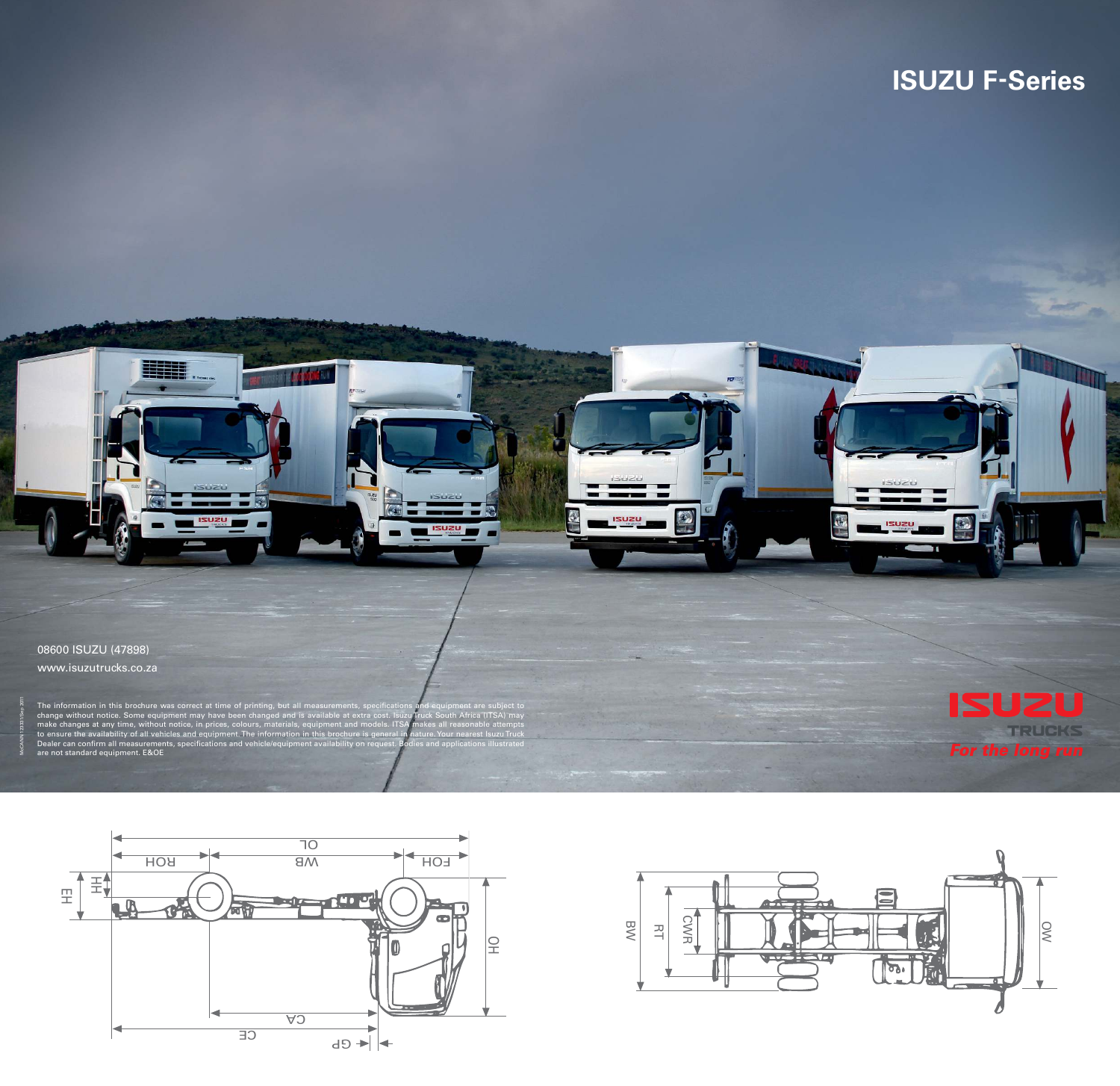# ISUZU F-Series

08600 ISUZU (47898)

www.isuzutrucks.co.za

The information in this brochure was correct at time of printing, but all measurements, specifications and equipment are subject to change without notice. Some equipment may have been changed and is available at extra cost. Isuzu Truck South Africa (ITSA) may make changes at any time, without notice, in prices, colours, materials, equipment and models. ITSA makes all reasonable attempts to ensure the availability of all vehicles and equipment. The information in this brochure is general in nature. Your nearest Isuzu Truck Dealer can confirm all measurements, specifications and vehicle/equipment availability on request. Bodies and applications illustrated are not standard equipment. E&OE

ISUZU TRUCKS

*For the long run*

OL
ROH
WB
FOH
HH
EH
OH
CA
CE
GP

BW
RT
CWR
OW